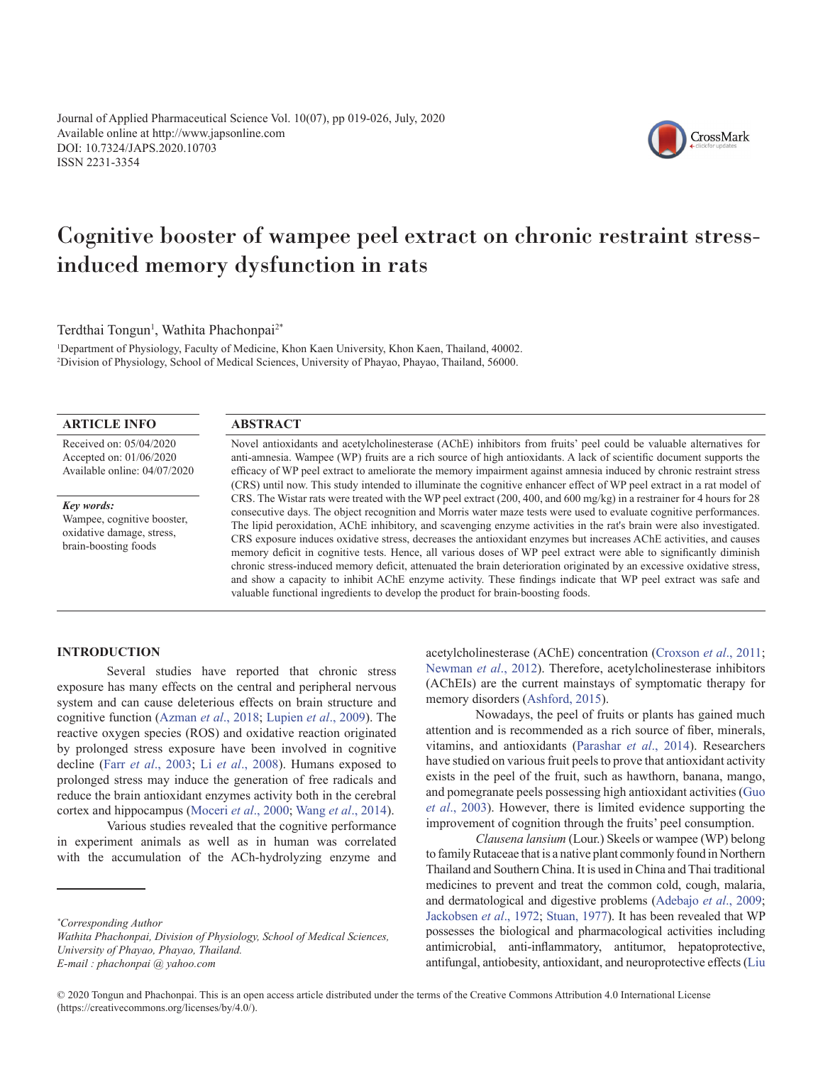Journal of Applied Pharmaceutical Science Vol. 10(07), pp 019-026, July, 2020
Available online at http://www.japsonline.com
DOI: 10.7324/JAPS.2020.10703
ISSN 2231-3354

# Cognitive booster of wampee peel extract on chronic restraint stress-induced memory dysfunction in rats

Terdthai Tongun[1], Wathita Phachonpai[2*]

[1]Department of Physiology, Faculty of Medicine, Khon Kaen University, Khon Kaen, Thailand, 40002.
[2]Division of Physiology, School of Medical Sciences, University of Phayao, Phayao, Thailand, 56000.

## ARTICLE INFO

Received on: 05/04/2020
Accepted on: 01/06/2020
Available online: 04/07/2020

*Key words:*
Wampee, cognitive booster, oxidative damage, stress, brain-boosting foods

## ABSTRACT

Novel antioxidants and acetylcholinesterase (AChE) inhibitors from fruits' peel could be valuable alternatives for anti-amnesia. Wampee (WP) fruits are a rich source of high antioxidants. A lack of scientific document supports the efficacy of WP peel extract to ameliorate the memory impairment against amnesia induced by chronic restraint stress (CRS) until now. This study intended to illuminate the cognitive enhancer effect of WP peel extract in a rat model of CRS. The Wistar rats were treated with the WP peel extract (200, 400, and 600 mg/kg) in a restrainer for 4 hours for 28 consecutive days. The object recognition and Morris water maze tests were used to evaluate cognitive performances. The lipid peroxidation, AChE inhibitory, and scavenging enzyme activities in the rat's brain were also investigated. CRS exposure induces oxidative stress, decreases the antioxidant enzymes but increases AChE activities, and causes memory deficit in cognitive tests. Hence, all various doses of WP peel extract were able to significantly diminish chronic stress-induced memory deficit, attenuated the brain deterioration originated by an excessive oxidative stress, and show a capacity to inhibit AChE enzyme activity. These findings indicate that WP peel extract was safe and valuable functional ingredients to develop the product for brain-boosting foods.

## INTRODUCTION

Several studies have reported that chronic stress exposure has many effects on the central and peripheral nervous system and can cause deleterious effects on brain structure and cognitive function (Azman *et al*., 2018; Lupien *et al*., 2009). The reactive oxygen species (ROS) and oxidative reaction originated by prolonged stress exposure have been involved in cognitive decline (Farr *et al*., 2003; Li *et al*., 2008). Humans exposed to prolonged stress may induce the generation of free radicals and reduce the brain antioxidant enzymes activity both in the cerebral cortex and hippocampus (Moceri *et al*., 2000; Wang *et al*., 2014).

Various studies revealed that the cognitive performance in experiment animals as well as in human was correlated with the accumulation of the ACh-hydrolyzing enzyme and acetylcholinesterase (AChE) concentration (Croxson *et al*., 2011; Newman *et al*., 2012). Therefore, acetylcholinesterase inhibitors (AChEIs) are the current mainstays of symptomatic therapy for memory disorders (Ashford, 2015).

Nowadays, the peel of fruits or plants has gained much attention and is recommended as a rich source of fiber, minerals, vitamins, and antioxidants (Parashar *et al*., 2014). Researchers have studied on various fruit peels to prove that antioxidant activity exists in the peel of the fruit, such as hawthorn, banana, mango, and pomegranate peels possessing high antioxidant activities (Guo *et al*., 2003). However, there is limited evidence supporting the improvement of cognition through the fruits' peel consumption.

*Clausena lansium* (Lour.) Skeels or wampee (WP) belong to family Rutaceae that is a native plant commonly found in Northern Thailand and Southern China. It is used in China and Thai traditional medicines to prevent and treat the common cold, cough, malaria, and dermatological and digestive problems (Adebajo *et al*., 2009; Jackobsen *et al*., 1972; Stuan, 1977). It has been revealed that WP possesses the biological and pharmacological activities including antimicrobial, anti-inflammatory, antitumor, hepatoprotective, antifungal, antiobesity, antioxidant, and neuroprotective effects (Liu

*Corresponding Author
Wathita Phachonpai, Division of Physiology, School of Medical Sciences, University of Phayao, Phayao, Thailand.
E-mail : phachonpai @ yahoo.com

© 2020 Tongun and Phachonpai. This is an open access article distributed under the terms of the Creative Commons Attribution 4.0 International License (https://creativecommons.org/licenses/by/4.0/).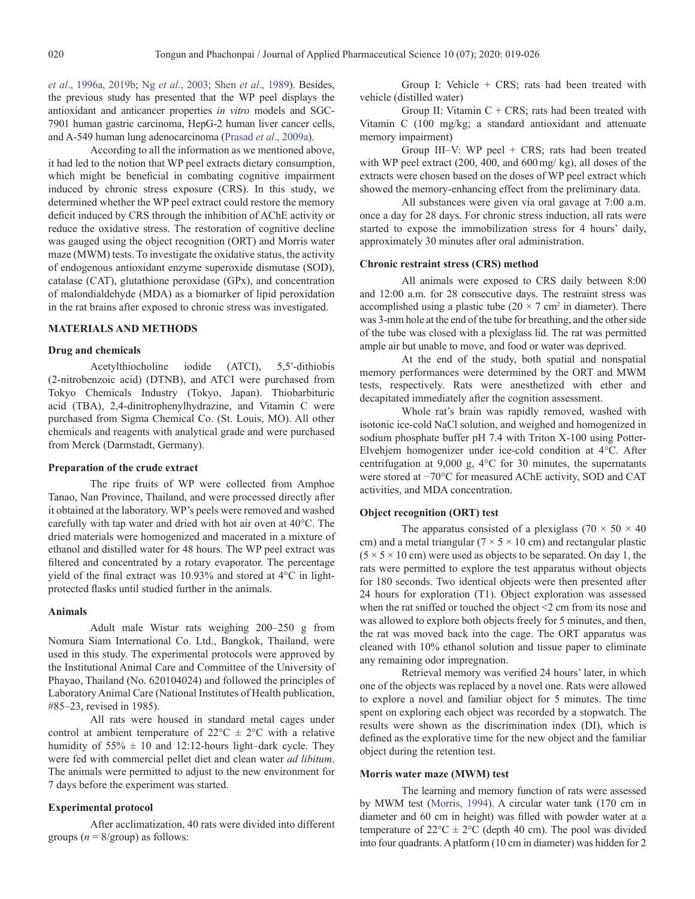*et al*., 1996a, 2019b; Ng *et al*., 2003; Shen *et al*., 1989). Besides, the previous study has presented that the WP peel displays the antioxidant and anticancer properties *in vitro* models and SGC-7901 human gastric carcinoma, HepG-2 human liver cancer cells, and A-549 human lung adenocarcinoma (Prasad *et al*., 2009a).

According to all the information as we mentioned above, it had led to the notion that WP peel extracts dietary consumption, which might be beneficial in combating cognitive impairment induced by chronic stress exposure (CRS). In this study, we determined whether the WP peel extract could restore the memory deficit induced by CRS through the inhibition of AChE activity or reduce the oxidative stress. The restoration of cognitive decline was gauged using the object recognition (ORT) and Morris water maze (MWM) tests. To investigate the oxidative status, the activity of endogenous antioxidant enzyme superoxide dismutase (SOD), catalase (CAT), glutathione peroxidase (GPx), and concentration of malondialdehyde (MDA) as a biomarker of lipid peroxidation in the rat brains after exposed to chronic stress was investigated.

## MATERIALS AND METHODS

### Drug and chemicals

Acetylthiocholine iodide (ATCI), 5,5′-dithiobis (2-nitrobenzoic acid) (DTNB), and ATCI were purchased from Tokyo Chemicals Industry (Tokyo, Japan). Thiobarbituric acid (TBA), 2,4-dinitrophenylhydrazine, and Vitamin C were purchased from Sigma Chemical Co. (St. Louis, MO). All other chemicals and reagents with analytical grade and were purchased from Merck (Darmstadt, Germany).

### Preparation of the crude extract

The ripe fruits of WP were collected from Amphoe Tanao, Nan Province, Thailand, and were processed directly after it obtained at the laboratory. WP's peels were removed and washed carefully with tap water and dried with hot air oven at 40°C. The dried materials were homogenized and macerated in a mixture of ethanol and distilled water for 48 hours. The WP peel extract was filtered and concentrated by a rotary evaporator. The percentage yield of the final extract was 10.93% and stored at 4°C in light-protected flasks until studied further in the animals.

### Animals

Adult male Wistar rats weighing 200–250 g from Nomura Siam International Co. Ltd., Bangkok, Thailand, were used in this study. The experimental protocols were approved by the Institutional Animal Care and Committee of the University of Phayao, Thailand (No. 620104024) and followed the principles of Laboratory Animal Care (National Institutes of Health publication, #85–23, revised in 1985).

All rats were housed in standard metal cages under control at ambient temperature of 22°C ± 2°C with a relative humidity of 55% ± 10 and 12:12-hours light–dark cycle. They were fed with commercial pellet diet and clean water *ad libitum*. The animals were permitted to adjust to the new environment for 7 days before the experiment was started.

### Experimental protocol

After acclimatization, 40 rats were divided into different groups ($n$ = 8/group) as follows:

Group I: Vehicle + CRS; rats had been treated with vehicle (distilled water)

Group II: Vitamin C + CRS; rats had been treated with Vitamin C (100 mg/kg; a standard antioxidant and attenuate memory impairment)

Group III–V: WP peel + CRS; rats had been treated with WP peel extract (200, 400, and 600 mg/ kg), all doses of the extracts were chosen based on the doses of WP peel extract which showed the memory-enhancing effect from the preliminary data.

All substances were given via oral gavage at 7:00 a.m. once a day for 28 days. For chronic stress induction, all rats were started to expose the immobilization stress for 4 hours' daily, approximately 30 minutes after oral administration.

### Chronic restraint stress (CRS) method

All animals were exposed to CRS daily between 8:00 and 12:00 a.m. for 28 consecutive days. The restraint stress was accomplished using a plastic tube (20 × 7 cm$^2$ in diameter). There was 3-mm hole at the end of the tube for breathing, and the other side of the tube was closed with a plexiglass lid. The rat was permitted ample air but unable to move, and food or water was deprived.

At the end of the study, both spatial and nonspatial memory performances were determined by the ORT and MWM tests, respectively. Rats were anesthetized with ether and decapitated immediately after the cognition assessment.

Whole rat's brain was rapidly removed, washed with isotonic ice-cold NaCl solution, and weighed and homogenized in sodium phosphate buffer pH 7.4 with Triton X-100 using Potter-Elvehjem homogenizer under ice-cold condition at 4°C. After centrifugation at 9,000 g, 4°C for 30 minutes, the supernatants were stored at −70°C for measured AChE activity, SOD and CAT activities, and MDA concentration.

### Object recognition (ORT) test

The apparatus consisted of a plexiglass (70 × 50 × 40 cm) and a metal triangular (7 × 5 × 10 cm) and rectangular plastic (5 × 5 × 10 cm) were used as objects to be separated. On day 1, the rats were permitted to explore the test apparatus without objects for 180 seconds. Two identical objects were then presented after 24 hours for exploration (T1). Object exploration was assessed when the rat sniffed or touched the object <2 cm from its nose and was allowed to explore both objects freely for 5 minutes, and then, the rat was moved back into the cage. The ORT apparatus was cleaned with 10% ethanol solution and tissue paper to eliminate any remaining odor impregnation.

Retrieval memory was verified 24 hours' later, in which one of the objects was replaced by a novel one. Rats were allowed to explore a novel and familiar object for 5 minutes. The time spent on exploring each object was recorded by a stopwatch. The results were shown as the discrimination index (DI), which is defined as the explorative time for the new object and the familiar object during the retention test.

### Morris water maze (MWM) test

The learning and memory function of rats were assessed by MWM test (Morris, 1994). A circular water tank (170 cm in diameter and 60 cm in height) was filled with powder water at a temperature of 22°C ± 2°C (depth 40 cm). The pool was divided into four quadrants. A platform (10 cm in diameter) was hidden for 2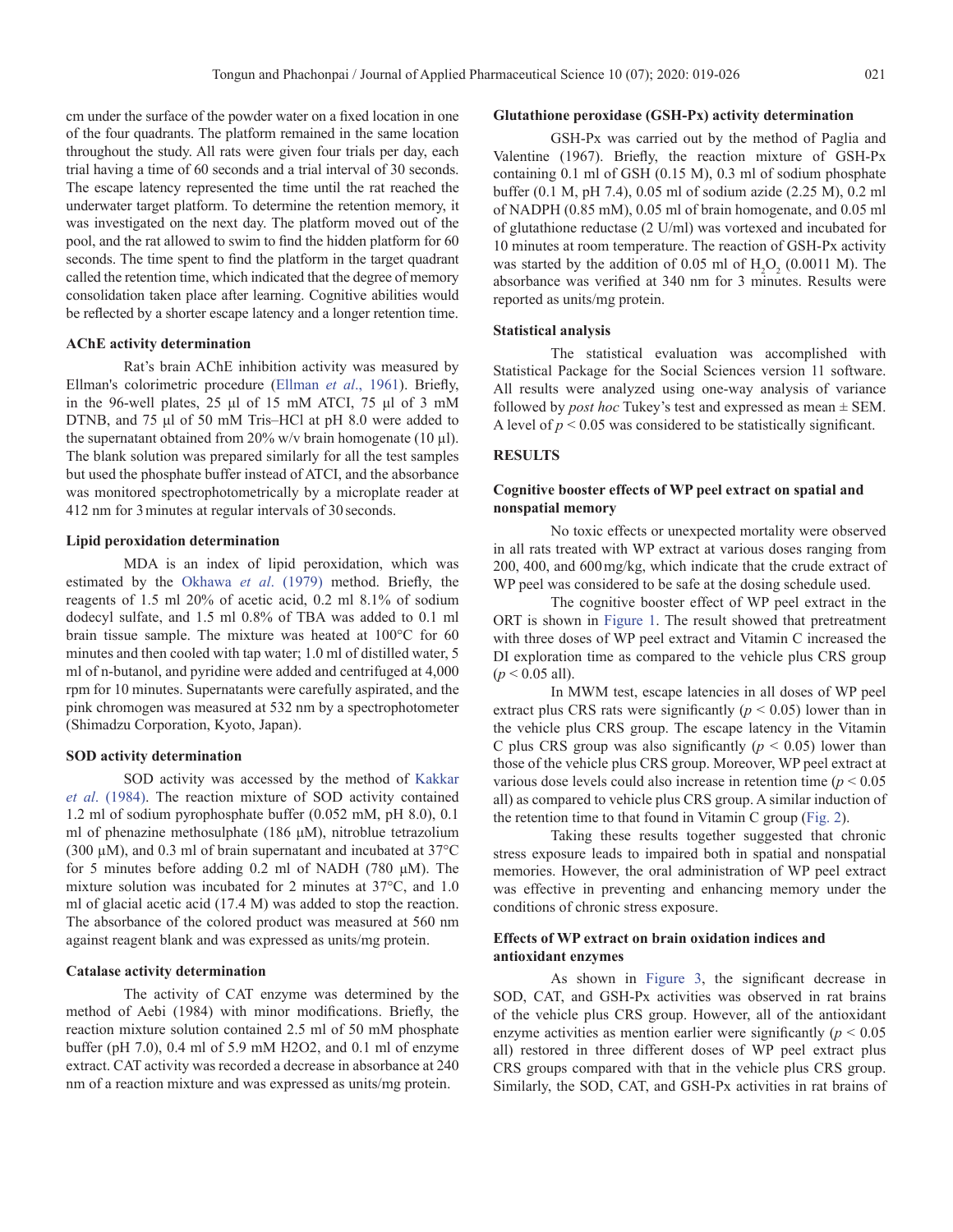cm under the surface of the powder water on a fixed location in one of the four quadrants. The platform remained in the same location throughout the study. All rats were given four trials per day, each trial having a time of 60 seconds and a trial interval of 30 seconds. The escape latency represented the time until the rat reached the underwater target platform. To determine the retention memory, it was investigated on the next day. The platform moved out of the pool, and the rat allowed to swim to find the hidden platform for 60 seconds. The time spent to find the platform in the target quadrant called the retention time, which indicated that the degree of memory consolidation taken place after learning. Cognitive abilities would be reflected by a shorter escape latency and a longer retention time.

#### AChE activity determination

Rat's brain AChE inhibition activity was measured by Ellman's colorimetric procedure (Ellman *et al*., 1961). Briefly, in the 96-well plates, 25 µl of 15 mM ATCI, 75 µl of 3 mM DTNB, and 75 µl of 50 mM Tris–HCl at pH 8.0 were added to the supernatant obtained from 20% w/v brain homogenate (10 µl). The blank solution was prepared similarly for all the test samples but used the phosphate buffer instead of ATCI, and the absorbance was monitored spectrophotometrically by a microplate reader at 412 nm for 3 minutes at regular intervals of 30 seconds.

#### Lipid peroxidation determination

MDA is an index of lipid peroxidation, which was estimated by the Okhawa *et al*. (1979) method. Briefly, the reagents of 1.5 ml 20% of acetic acid, 0.2 ml 8.1% of sodium dodecyl sulfate, and 1.5 ml 0.8% of TBA was added to 0.1 ml brain tissue sample. The mixture was heated at 100°C for 60 minutes and then cooled with tap water; 1.0 ml of distilled water, 5 ml of n-butanol, and pyridine were added and centrifuged at 4,000 rpm for 10 minutes. Supernatants were carefully aspirated, and the pink chromogen was measured at 532 nm by a spectrophotometer (Shimadzu Corporation, Kyoto, Japan).

#### SOD activity determination

SOD activity was accessed by the method of Kakkar *et al*. (1984). The reaction mixture of SOD activity contained 1.2 ml of sodium pyrophosphate buffer (0.052 mM, pH 8.0), 0.1 ml of phenazine methosulphate (186 µM), nitroblue tetrazolium (300 µM), and 0.3 ml of brain supernatant and incubated at 37°C for 5 minutes before adding 0.2 ml of NADH (780 µM). The mixture solution was incubated for 2 minutes at 37°C, and 1.0 ml of glacial acetic acid (17.4 M) was added to stop the reaction. The absorbance of the colored product was measured at 560 nm against reagent blank and was expressed as units/mg protein.

#### Catalase activity determination

The activity of CAT enzyme was determined by the method of Aebi (1984) with minor modifications. Briefly, the reaction mixture solution contained 2.5 ml of 50 mM phosphate buffer (pH 7.0), 0.4 ml of 5.9 mM H2O2, and 0.1 ml of enzyme extract. CAT activity was recorded a decrease in absorbance at 240 nm of a reaction mixture and was expressed as units/mg protein.

#### Glutathione peroxidase (GSH-Px) activity determination

GSH-Px was carried out by the method of Paglia and Valentine (1967). Briefly, the reaction mixture of GSH-Px containing 0.1 ml of GSH (0.15 M), 0.3 ml of sodium phosphate buffer (0.1 M, pH 7.4), 0.05 ml of sodium azide (2.25 M), 0.2 ml of NADPH (0.85 mM), 0.05 ml of brain homogenate, and 0.05 ml of glutathione reductase (2 U/ml) was vortexed and incubated for 10 minutes at room temperature. The reaction of GSH-Px activity was started by the addition of 0.05 ml of $H_2O_2$ (0.0011 M). The absorbance was verified at 340 nm for 3 minutes. Results were reported as units/mg protein.

#### Statistical analysis

The statistical evaluation was accomplished with Statistical Package for the Social Sciences version 11 software. All results were analyzed using one-way analysis of variance followed by *post hoc* Tukey's test and expressed as mean ± SEM. A level of $p < 0.05$ was considered to be statistically significant.

## RESULTS

#### Cognitive booster effects of WP peel extract on spatial and nonspatial memory

No toxic effects or unexpected mortality were observed in all rats treated with WP extract at various doses ranging from 200, 400, and 600 mg/kg, which indicate that the crude extract of WP peel was considered to be safe at the dosing schedule used.

The cognitive booster effect of WP peel extract in the ORT is shown in Figure 1. The result showed that pretreatment with three doses of WP peel extract and Vitamin C increased the DI exploration time as compared to the vehicle plus CRS group ($p < 0.05$ all).

In MWM test, escape latencies in all doses of WP peel extract plus CRS rats were significantly ($p < 0.05$) lower than in the vehicle plus CRS group. The escape latency in the Vitamin C plus CRS group was also significantly ($p < 0.05$) lower than those of the vehicle plus CRS group. Moreover, WP peel extract at various dose levels could also increase in retention time ($p < 0.05$ all) as compared to vehicle plus CRS group. A similar induction of the retention time to that found in Vitamin C group (Fig. 2).

Taking these results together suggested that chronic stress exposure leads to impaired both in spatial and nonspatial memories. However, the oral administration of WP peel extract was effective in preventing and enhancing memory under the conditions of chronic stress exposure.

#### Effects of WP extract on brain oxidation indices and antioxidant enzymes

As shown in Figure 3, the significant decrease in SOD, CAT, and GSH-Px activities was observed in rat brains of the vehicle plus CRS group. However, all of the antioxidant enzyme activities as mention earlier were significantly ($p < 0.05$ all) restored in three different doses of WP peel extract plus CRS groups compared with that in the vehicle plus CRS group. Similarly, the SOD, CAT, and GSH-Px activities in rat brains of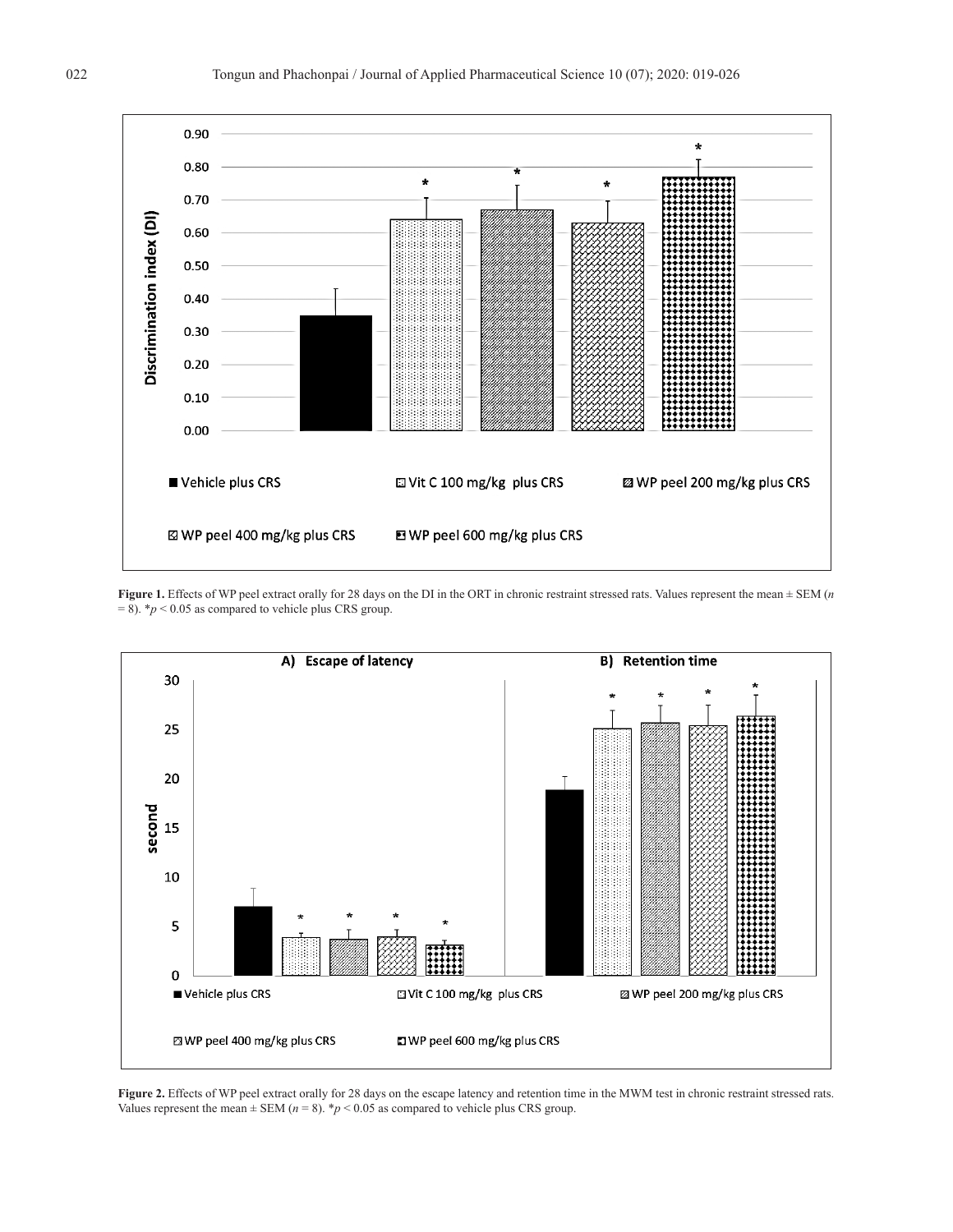**Figure 1.** Effects of WP peel extract orally for 28 days on the DI in the ORT in chronic restraint stressed rats. Values represent the mean ± SEM ($n$ = 8). *$p < 0.05$ as compared to vehicle plus CRS group.

**Figure 2.** Effects of WP peel extract orally for 28 days on the escape latency and retention time in the MWM test in chronic restraint stressed rats. Values represent the mean ± SEM ($n$ = 8). *$p < 0.05$ as compared to vehicle plus CRS group.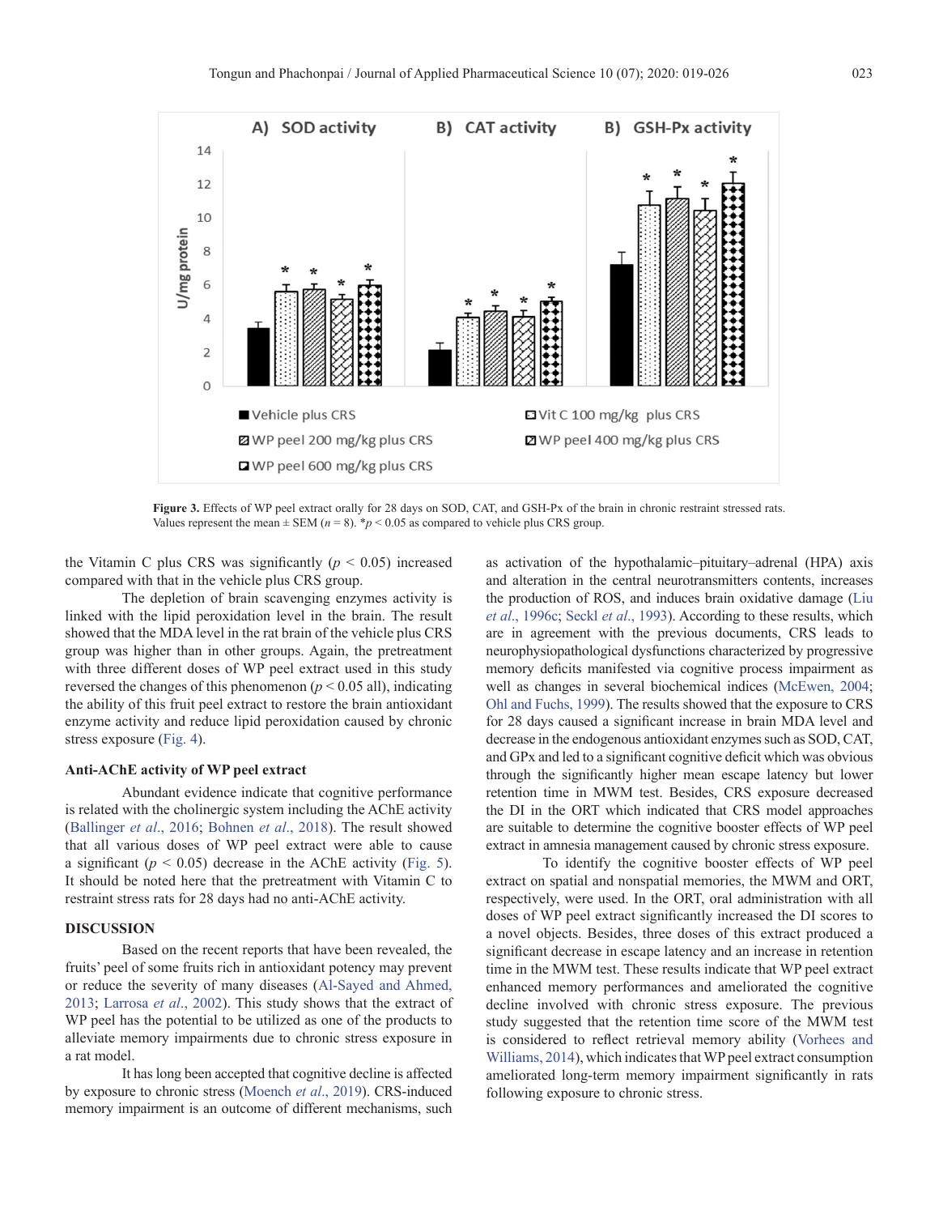Figure 3. Effects of WP peel extract orally for 28 days on SOD, CAT, and GSH-Px of the brain in chronic restraint stressed rats. Values represent the mean ± SEM ($n = 8$). *$p < 0.05$ as compared to vehicle plus CRS group.

the Vitamin C plus CRS was significantly ($p < 0.05$) increased compared with that in the vehicle plus CRS group.

The depletion of brain scavenging enzymes activity is linked with the lipid peroxidation level in the brain. The result showed that the MDA level in the rat brain of the vehicle plus CRS group was higher than in other groups. Again, the pretreatment with three different doses of WP peel extract used in this study reversed the changes of this phenomenon ($p < 0.05$ all), indicating the ability of this fruit peel extract to restore the brain antioxidant enzyme activity and reduce lipid peroxidation caused by chronic stress exposure (Fig. 4).

### Anti-AChE activity of WP peel extract

Abundant evidence indicate that cognitive performance is related with the cholinergic system including the AChE activity (Ballinger *et al*., 2016; Bohnen *et al*., 2018). The result showed that all various doses of WP peel extract were able to cause a significant ($p < 0.05$) decrease in the AChE activity (Fig. 5). It should be noted here that the pretreatment with Vitamin C to restraint stress rats for 28 days had no anti-AChE activity.

## DISCUSSION

Based on the recent reports that have been revealed, the fruits' peel of some fruits rich in antioxidant potency may prevent or reduce the severity of many diseases (Al-Sayed and Ahmed, 2013; Larrosa *et al*., 2002). This study shows that the extract of WP peel has the potential to be utilized as one of the products to alleviate memory impairments due to chronic stress exposure in a rat model.

It has long been accepted that cognitive decline is affected by exposure to chronic stress (Moench *et al*., 2019). CRS-induced memory impairment is an outcome of different mechanisms, such as activation of the hypothalamic–pituitary–adrenal (HPA) axis and alteration in the central neurotransmitters contents, increases the production of ROS, and induces brain oxidative damage (Liu *et al*., 1996c; Seckl *et al*., 1993). According to these results, which are in agreement with the previous documents, CRS leads to neurophysiopathological dysfunctions characterized by progressive memory deficits manifested via cognitive process impairment as well as changes in several biochemical indices (McEwen, 2004; Ohl and Fuchs, 1999). The results showed that the exposure to CRS for 28 days caused a significant increase in brain MDA level and decrease in the endogenous antioxidant enzymes such as SOD, CAT, and GPx and led to a significant cognitive deficit which was obvious through the significantly higher mean escape latency but lower retention time in MWM test. Besides, CRS exposure decreased the DI in the ORT which indicated that CRS model approaches are suitable to determine the cognitive booster effects of WP peel extract in amnesia management caused by chronic stress exposure.

To identify the cognitive booster effects of WP peel extract on spatial and nonspatial memories, the MWM and ORT, respectively, were used. In the ORT, oral administration with all doses of WP peel extract significantly increased the DI scores to a novel objects. Besides, three doses of this extract produced a significant decrease in escape latency and an increase in retention time in the MWM test. These results indicate that WP peel extract enhanced memory performances and ameliorated the cognitive decline involved with chronic stress exposure. The previous study suggested that the retention time score of the MWM test is considered to reflect retrieval memory ability (Vorhees and Williams, 2014), which indicates that WP peel extract consumption ameliorated long-term memory impairment significantly in rats following exposure to chronic stress.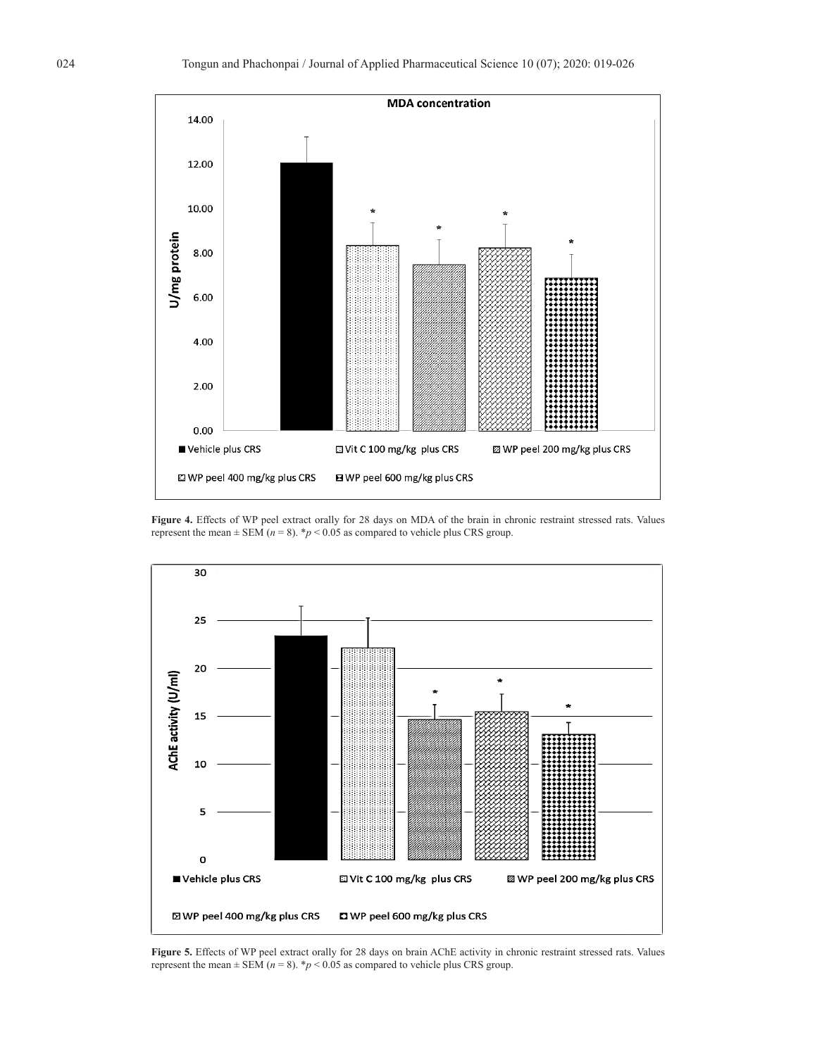**Figure 4.** Effects of WP peel extract orally for 28 days on MDA of the brain in chronic restraint stressed rats. Values represent the mean ± SEM ($n = 8$). *$p < 0.05$ as compared to vehicle plus CRS group.

**Figure 5.** Effects of WP peel extract orally for 28 days on brain AChE activity in chronic restraint stressed rats. Values represent the mean ± SEM ($n = 8$). *$p < 0.05$ as compared to vehicle plus CRS group.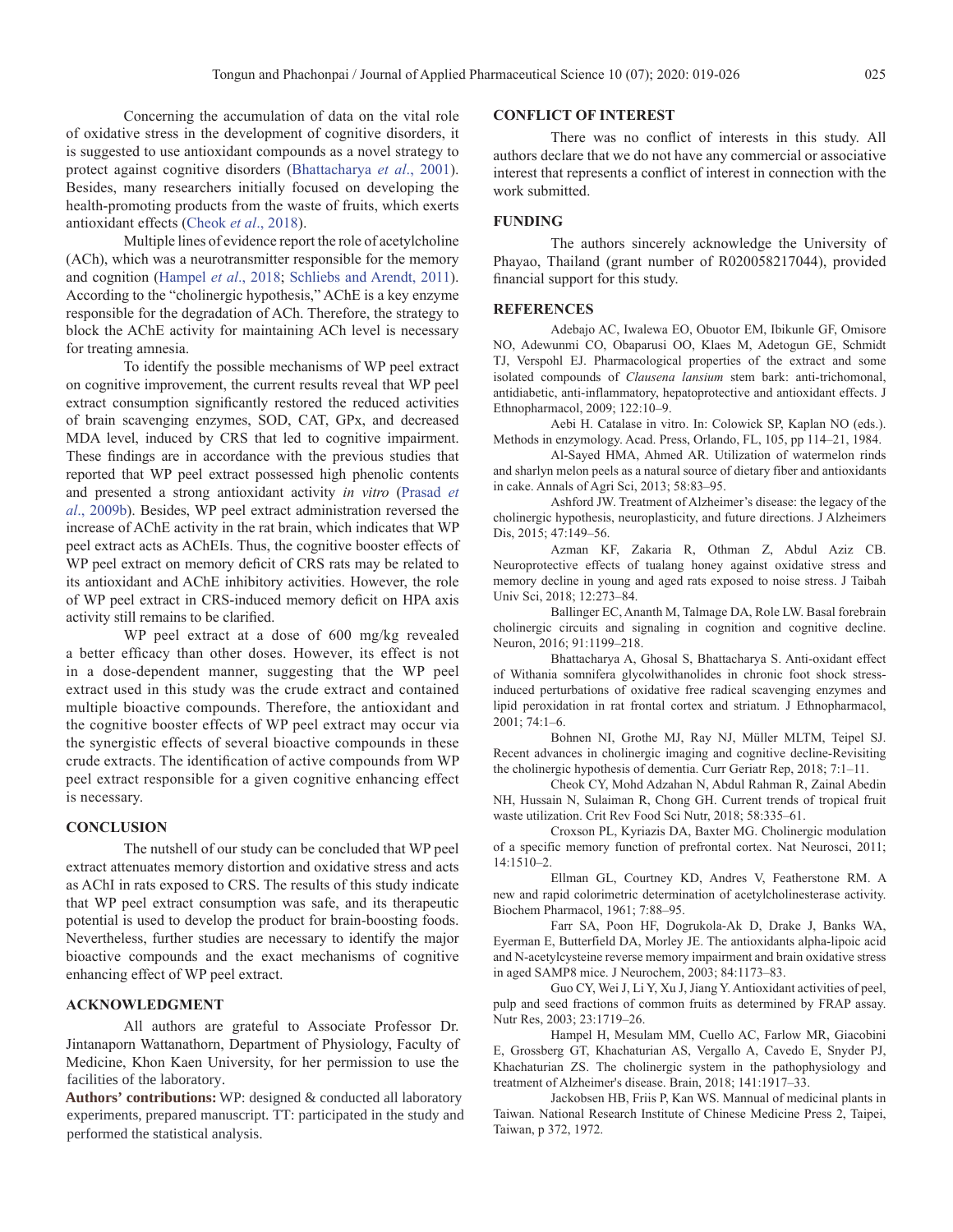Concerning the accumulation of data on the vital role of oxidative stress in the development of cognitive disorders, it is suggested to use antioxidant compounds as a novel strategy to protect against cognitive disorders (Bhattacharya *et al*., 2001). Besides, many researchers initially focused on developing the health-promoting products from the waste of fruits, which exerts antioxidant effects (Cheok *et al*., 2018).

Multiple lines of evidence report the role of acetylcholine (ACh), which was a neurotransmitter responsible for the memory and cognition (Hampel *et al*., 2018; Schliebs and Arendt, 2011). According to the "cholinergic hypothesis," AChE is a key enzyme responsible for the degradation of ACh. Therefore, the strategy to block the AChE activity for maintaining ACh level is necessary for treating amnesia.

To identify the possible mechanisms of WP peel extract on cognitive improvement, the current results reveal that WP peel extract consumption significantly restored the reduced activities of brain scavenging enzymes, SOD, CAT, GPx, and decreased MDA level, induced by CRS that led to cognitive impairment. These findings are in accordance with the previous studies that reported that WP peel extract possessed high phenolic contents and presented a strong antioxidant activity *in vitro* (Prasad *et al*., 2009b). Besides, WP peel extract administration reversed the increase of AChE activity in the rat brain, which indicates that WP peel extract acts as AChEIs. Thus, the cognitive booster effects of WP peel extract on memory deficit of CRS rats may be related to its antioxidant and AChE inhibitory activities. However, the role of WP peel extract in CRS-induced memory deficit on HPA axis activity still remains to be clarified.

WP peel extract at a dose of 600 mg/kg revealed a better efficacy than other doses. However, its effect is not in a dose-dependent manner, suggesting that the WP peel extract used in this study was the crude extract and contained multiple bioactive compounds. Therefore, the antioxidant and the cognitive booster effects of WP peel extract may occur via the synergistic effects of several bioactive compounds in these crude extracts. The identification of active compounds from WP peel extract responsible for a given cognitive enhancing effect is necessary.

## CONCLUSION

The nutshell of our study can be concluded that WP peel extract attenuates memory distortion and oxidative stress and acts as AChI in rats exposed to CRS. The results of this study indicate that WP peel extract consumption was safe, and its therapeutic potential is used to develop the product for brain-boosting foods. Nevertheless, further studies are necessary to identify the major bioactive compounds and the exact mechanisms of cognitive enhancing effect of WP peel extract.

## ACKNOWLEDGMENT

All authors are grateful to Associate Professor Dr. Jintanaporn Wattanathorn, Department of Physiology, Faculty of Medicine, Khon Kaen University, for her permission to use the facilities of the laboratory.

**Authors' contributions:** WP: designed & conducted all laboratory experiments, prepared manuscript. TT: participated in the study and performed the statistical analysis.

## CONFLICT OF INTEREST

There was no conflict of interests in this study. All authors declare that we do not have any commercial or associative interest that represents a conflict of interest in connection with the work submitted.

## FUNDING

The authors sincerely acknowledge the University of Phayao, Thailand (grant number of R020058217044), provided financial support for this study.

## REFERENCES

Adebajo AC, Iwalewa EO, Obuotor EM, Ibikunle GF, Omisore NO, Adewunmi CO, Obaparusi OO, Klaes M, Adetogun GE, Schmidt TJ, Verspohl EJ. Pharmacological properties of the extract and some isolated compounds of *Clausena lansium* stem bark: anti-trichomonal, antidiabetic, anti-inflammatory, hepatoprotective and antioxidant effects. J Ethnopharmacol, 2009; 122:10–9.

Aebi H. Catalase in vitro. In: Colowick SP, Kaplan NO (eds.). Methods in enzymology. Acad. Press, Orlando, FL, 105, pp 114–21, 1984.

Al-Sayed HMA, Ahmed AR. Utilization of watermelon rinds and sharlyn melon peels as a natural source of dietary fiber and antioxidants in cake. Annals of Agri Sci, 2013; 58:83–95.

Ashford JW. Treatment of Alzheimer's disease: the legacy of the cholinergic hypothesis, neuroplasticity, and future directions. J Alzheimers Dis, 2015; 47:149–56.

Azman KF, Zakaria R, Othman Z, Abdul Aziz CB. Neuroprotective effects of tualang honey against oxidative stress and memory decline in young and aged rats exposed to noise stress. J Taibah Univ Sci, 2018; 12:273–84.

Ballinger EC, Ananth M, Talmage DA, Role LW. Basal forebrain cholinergic circuits and signaling in cognition and cognitive decline. Neuron, 2016; 91:1199–218.

Bhattacharya A, Ghosal S, Bhattacharya S. Anti-oxidant effect of Withania somnifera glycowithanolides in chronic foot shock stress-induced perturbations of oxidative free radical scavenging enzymes and lipid peroxidation in rat frontal cortex and striatum. J Ethnopharmacol, 2001; 74:1–6.

Bohnen NI, Grothe MJ, Ray NJ, Müller MLTM, Teipel SJ. Recent advances in cholinergic imaging and cognitive decline-Revisiting the cholinergic hypothesis of dementia. Curr Geriatr Rep, 2018; 7:1–11.

Cheok CY, Mohd Adzahan N, Abdul Rahman R, Zainal Abedin NH, Hussain N, Sulaiman R, Chong GH. Current trends of tropical fruit waste utilization. Crit Rev Food Sci Nutr, 2018; 58:335–61.

Croxson PL, Kyriazis DA, Baxter MG. Cholinergic modulation of a specific memory function of prefrontal cortex. Nat Neurosci, 2011; 14:1510–2.

Ellman GL, Courtney KD, Andres V, Featherstone RM. A new and rapid colorimetric determination of acetylcholinesterase activity. Biochem Pharmacol, 1961; 7:88–95.

Farr SA, Poon HF, Dogrukola-Ak D, Drake J, Banks WA, Eyerman E, Butterfield DA, Morley JE. The antioxidants alpha-lipoic acid and N-acetylcysteine reverse memory impairment and brain oxidative stress in aged SAMP8 mice. J Neurochem, 2003; 84:1173–83.

Guo CY, Wei J, Li Y, Xu J, Jiang Y. Antioxidant activities of peel, pulp and seed fractions of common fruits as determined by FRAP assay. Nutr Res, 2003; 23:1719–26.

Hampel H, Mesulam MM, Cuello AC, Farlow MR, Giacobini E, Grossberg GT, Khachaturian AS, Vergallo A, Cavedo E, Snyder PJ, Khachaturian ZS. The cholinergic system in the pathophysiology and treatment of Alzheimer's disease. Brain, 2018; 141:1917–33.

Jackobsen HB, Friis P, Kan WS. Mannual of medicinal plants in Taiwan. National Research Institute of Chinese Medicine Press 2, Taipei, Taiwan, p 372, 1972.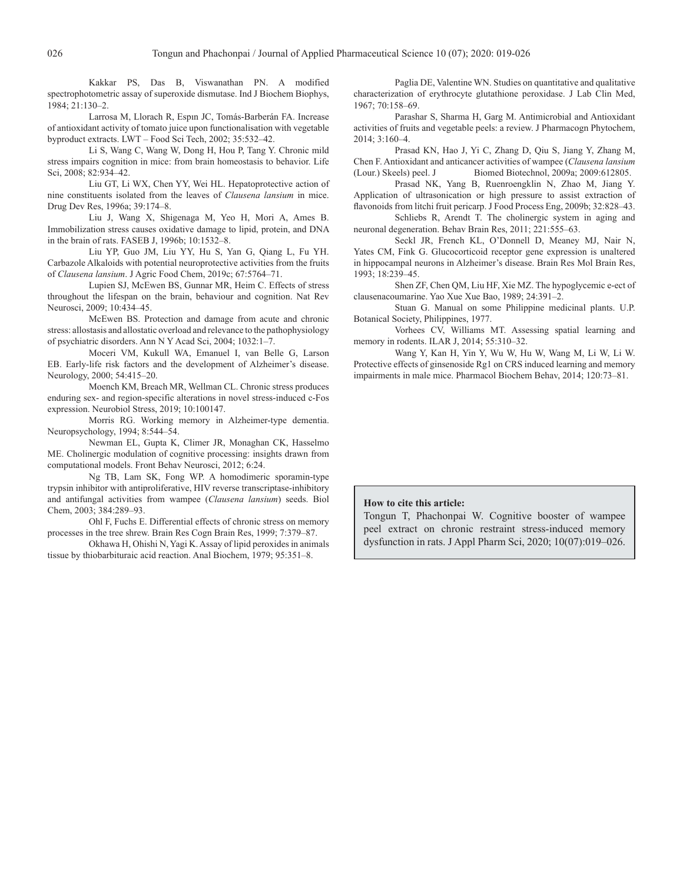Kakkar PS, Das B, Viswanathan PN. A modified spectrophotometric assay of superoxide dismutase. Ind J Biochem Biophys, 1984; 21:130–2.

Larrosa M, Llorach R, Espın JC, Tomás-Barberán FA. Increase of antioxidant activity of tomato juice upon functionalisation with vegetable byproduct extracts. LWT – Food Sci Tech, 2002; 35:532–42.

Li S, Wang C, Wang W, Dong H, Hou P, Tang Y. Chronic mild stress impairs cognition in mice: from brain homeostasis to behavior. Life Sci, 2008; 82:934–42.

Liu GT, Li WX, Chen YY, Wei HL. Hepatoprotective action of nine constituents isolated from the leaves of *Clausena lansium* in mice. Drug Dev Res, 1996a; 39:174–8.

Liu J, Wang X, Shigenaga M, Yeo H, Mori A, Ames B. Immobilization stress causes oxidative damage to lipid, protein, and DNA in the brain of rats. FASEB J, 1996b; 10:1532–8.

Liu YP, Guo JM, Liu YY, Hu S, Yan G, Qiang L, Fu YH. Carbazole Alkaloids with potential neuroprotective activities from the fruits of *Clausena lansium*. J Agric Food Chem, 2019c; 67:5764–71.

Lupien SJ, McEwen BS, Gunnar MR, Heim C. Effects of stress throughout the lifespan on the brain, behaviour and cognition. Nat Rev Neurosci, 2009; 10:434–45.

McEwen BS. Protection and damage from acute and chronic stress: allostasis and allostatic overload and relevance to the pathophysiology of psychiatric disorders. Ann N Y Acad Sci, 2004; 1032:1–7.

Moceri VM, Kukull WA, Emanuel I, van Belle G, Larson EB. Early-life risk factors and the development of Alzheimer's disease. Neurology, 2000; 54:415–20.

Moench KM, Breach MR, Wellman CL. Chronic stress produces enduring sex- and region-specific alterations in novel stress-induced c-Fos expression. Neurobiol Stress, 2019; 10:100147.

Morris RG. Working memory in Alzheimer-type dementia. Neuropsychology, 1994; 8:544–54.

Newman EL, Gupta K, Climer JR, Monaghan CK, Hasselmo ME. Cholinergic modulation of cognitive processing: insights drawn from computational models. Front Behav Neurosci, 2012; 6:24.

Ng TB, Lam SK, Fong WP. A homodimeric sporamin-type trypsin inhibitor with antiproliferative, HIV reverse transcriptase-inhibitory and antifungal activities from wampee (*Clausena lansium*) seeds. Biol Chem, 2003; 384:289–93.

Ohl F, Fuchs E. Differential effects of chronic stress on memory processes in the tree shrew. Brain Res Cogn Brain Res, 1999; 7:379–87.

Okhawa H, Ohishi N, Yagi K. Assay of lipid peroxides in animals tissue by thiobarbituraic acid reaction. Anal Biochem, 1979; 95:351–8.

Paglia DE, Valentine WN. Studies on quantitative and qualitative characterization of erythrocyte glutathione peroxidase. J Lab Clin Med, 1967; 70:158–69.

Parashar S, Sharma H, Garg M. Antimicrobial and Antioxidant activities of fruits and vegetable peels: a review. J Pharmacogn Phytochem, 2014; 3:160–4.

Prasad KN, Hao J, Yi C, Zhang D, Qiu S, Jiang Y, Zhang M, Chen F. Antioxidant and anticancer activities of wampee (*Clausena lansium* (Lour.) Skeels) peel. J Biomed Biotechnol, 2009a; 2009:612805.

Prasad NK, Yang B, Ruenroengklin N, Zhao M, Jiang Y. Application of ultrasonication or high pressure to assist extraction of flavonoids from litchi fruit pericarp. J Food Process Eng, 2009b; 32:828–43.

Schliebs R, Arendt T. The cholinergic system in aging and neuronal degeneration. Behav Brain Res, 2011; 221:555–63.

Seckl JR, French KL, O'Donnell D, Meaney MJ, Nair N, Yates CM, Fink G. Glucocorticoid receptor gene expression is unaltered in hippocampal neurons in Alzheimer's disease. Brain Res Mol Brain Res, 1993; 18:239–45.

Shen ZF, Chen QM, Liu HF, Xie MZ. The hypoglycemic e-ect of clausenacoumarine. Yao Xue Xue Bao, 1989; 24:391–2.

Stuan G. Manual on some Philippine medicinal plants. U.P. Botanical Society, Philippines, 1977.

Vorhees CV, Williams MT. Assessing spatial learning and memory in rodents. ILAR J, 2014; 55:310–32.

Wang Y, Kan H, Yin Y, Wu W, Hu W, Wang M, Li W, Li W. Protective effects of ginsenoside Rg1 on CRS induced learning and memory impairments in male mice. Pharmacol Biochem Behav, 2014; 120:73–81.

**How to cite this article:**

Tongun T, Phachonpai W. Cognitive booster of wampee peel extract on chronic restraint stress-induced memory dysfunction in rats. J Appl Pharm Sci, 2020; 10(07):019–026.